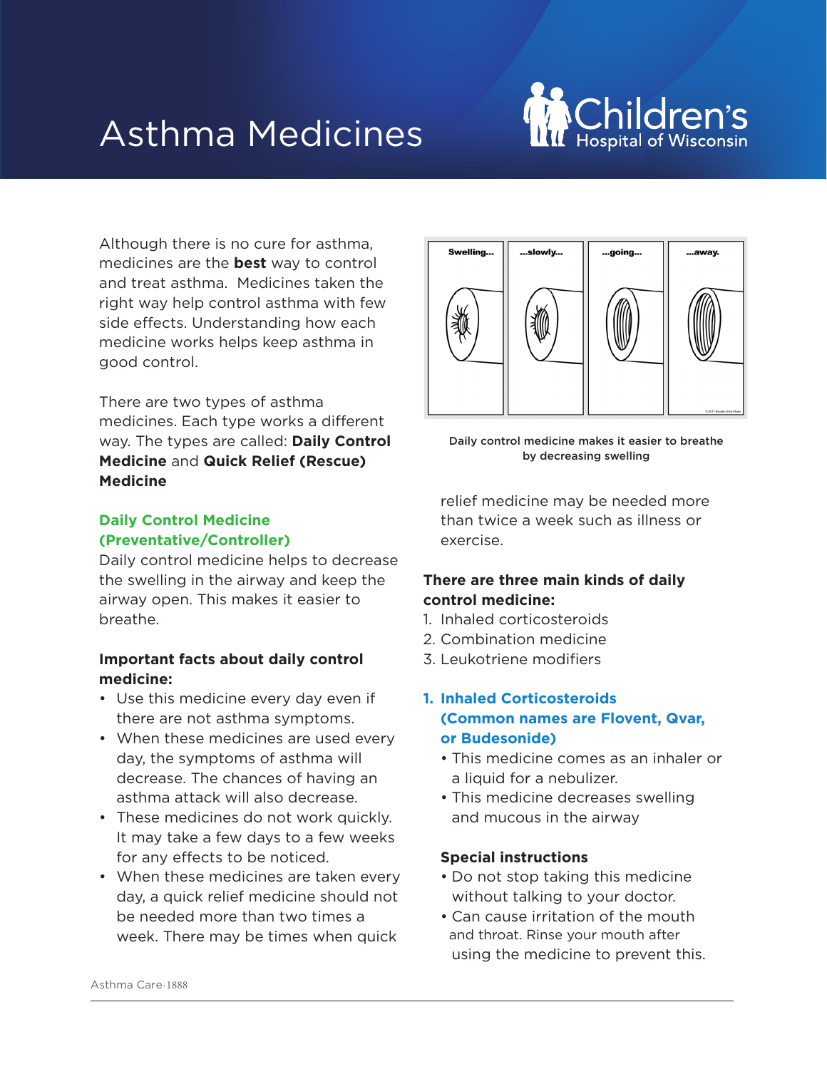# Asthma Medicines

Although there is no cure for asthma, medicines are the **best** way to control and treat asthma. Medicines taken the right way help control asthma with few side effects. Understanding how each medicine works helps keep asthma in good control.

There are two types of asthma medicines. Each type works a different way. The types are called: **Daily Control Medicine** and **Quick Relief (Rescue) Medicine**

## Daily Control Medicine (Preventative/Controller)

Daily control medicine helps to decrease the swelling in the airway and keep the airway open. This makes it easier to breathe.

Daily control medicine makes it easier to breathe by decreasing swelling

**Important facts about daily control medicine:**

- Use this medicine every day even if there are not asthma symptoms.
- When these medicines are used every day, the symptoms of asthma will decrease. The chances of having an asthma attack will also decrease.
- These medicines do not work quickly. It may take a few days to a few weeks for any effects to be noticed.
- When these medicines are taken every day, a quick relief medicine should not be needed more than two times a week. There may be times when quick relief medicine may be needed more than twice a week such as illness or exercise.

**There are three main kinds of daily control medicine:**

1. Inhaled corticosteroids
2. Combination medicine
3. Leukotriene modifiers

### 1. Inhaled Corticosteroids (Common names are Flovent, Qvar, or Budesonide)

- This medicine comes as an inhaler or a liquid for a nebulizer.
- This medicine decreases swelling and mucous in the airway

**Special instructions**

- Do not stop taking this medicine without talking to your doctor.
- Can cause irritation of the mouth and throat. Rinse your mouth after using the medicine to prevent this.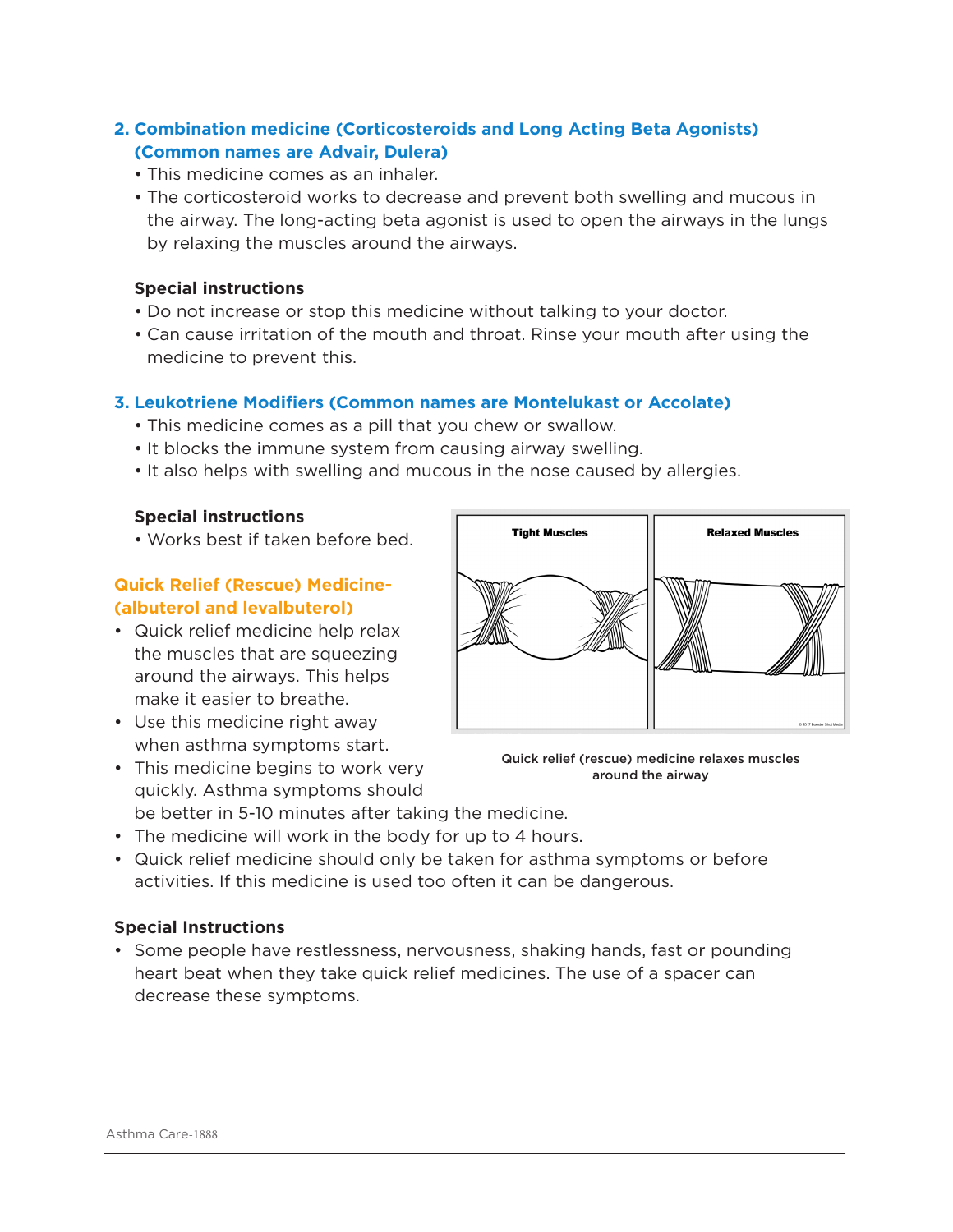### 2. Combination medicine (Corticosteroids and Long Acting Beta Agonists) (Common names are Advair, Dulera)

- This medicine comes as an inhaler.
- The corticosteroid works to decrease and prevent both swelling and mucous in the airway. The long-acting beta agonist is used to open the airways in the lungs by relaxing the muscles around the airways.

**Special instructions**

- Do not increase or stop this medicine without talking to your doctor.
- Can cause irritation of the mouth and throat. Rinse your mouth after using the medicine to prevent this.

### 3. Leukotriene Modifiers (Common names are Montelukast or Accolate)

- This medicine comes as a pill that you chew or swallow.
- It blocks the immune system from causing airway swelling.
- It also helps with swelling and mucous in the nose caused by allergies.

**Special instructions**

- Works best if taken before bed.

### Quick Relief (Rescue) Medicine- (albuterol and levalbuterol)

- Quick relief medicine help relax the muscles that are squeezing around the airways. This helps make it easier to breathe.
- Use this medicine right away when asthma symptoms start.
- This medicine begins to work very quickly. Asthma symptoms should be better in 5-10 minutes after taking the medicine.
- The medicine will work in the body for up to 4 hours.
- Quick relief medicine should only be taken for asthma symptoms or before activities. If this medicine is used too often it can be dangerous.

Tight Muscles | Relaxed Muscles

Quick relief (rescue) medicine relaxes muscles around the airway

**Special Instructions**

- Some people have restlessness, nervousness, shaking hands, fast or pounding heart beat when they take quick relief medicines. The use of a spacer can decrease these symptoms.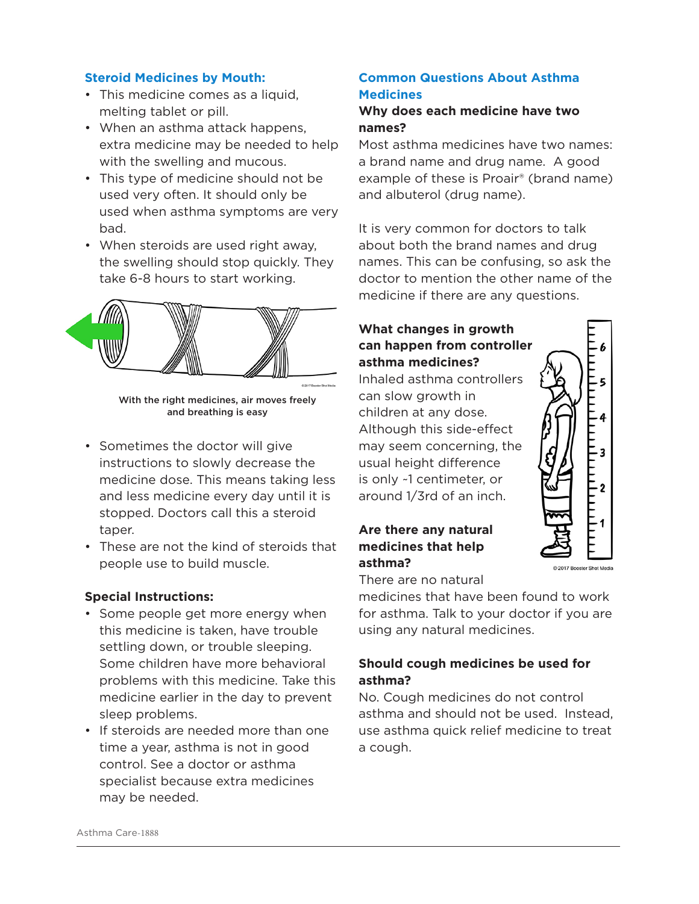## Steroid Medicines by Mouth:

- This medicine comes as a liquid, melting tablet or pill.
- When an asthma attack happens, extra medicine may be needed to help with the swelling and mucous.
- This type of medicine should not be used very often. It should only be used when asthma symptoms are very bad.
- When steroids are used right away, the swelling should stop quickly. They take 6-8 hours to start working.

With the right medicines, air moves freely and breathing is easy

- Sometimes the doctor will give instructions to slowly decrease the medicine dose. This means taking less and less medicine every day until it is stopped. Doctors call this a steroid taper.
- These are not the kind of steroids that people use to build muscle.

### Special Instructions:

- Some people get more energy when this medicine is taken, have trouble settling down, or trouble sleeping. Some children have more behavioral problems with this medicine. Take this medicine earlier in the day to prevent sleep problems.
- If steroids are needed more than one time a year, asthma is not in good control. See a doctor or asthma specialist because extra medicines may be needed.

## Common Questions About Asthma Medicines

### Why does each medicine have two names?

Most asthma medicines have two names: a brand name and drug name. A good example of these is Proair® (brand name) and albuterol (drug name).

It is very common for doctors to talk about both the brand names and drug names. This can be confusing, so ask the doctor to mention the other name of the medicine if there are any questions.

### What changes in growth can happen from controller asthma medicines?

Inhaled asthma controllers can slow growth in children at any dose. Although this side-effect may seem concerning, the usual height difference is only ~1 centimeter, or around 1/3rd of an inch.

### Are there any natural medicines that help asthma?

There are no natural medicines that have been found to work for asthma. Talk to your doctor if you are using any natural medicines.

### Should cough medicines be used for asthma?

No. Cough medicines do not control asthma and should not be used. Instead, use asthma quick relief medicine to treat a cough.